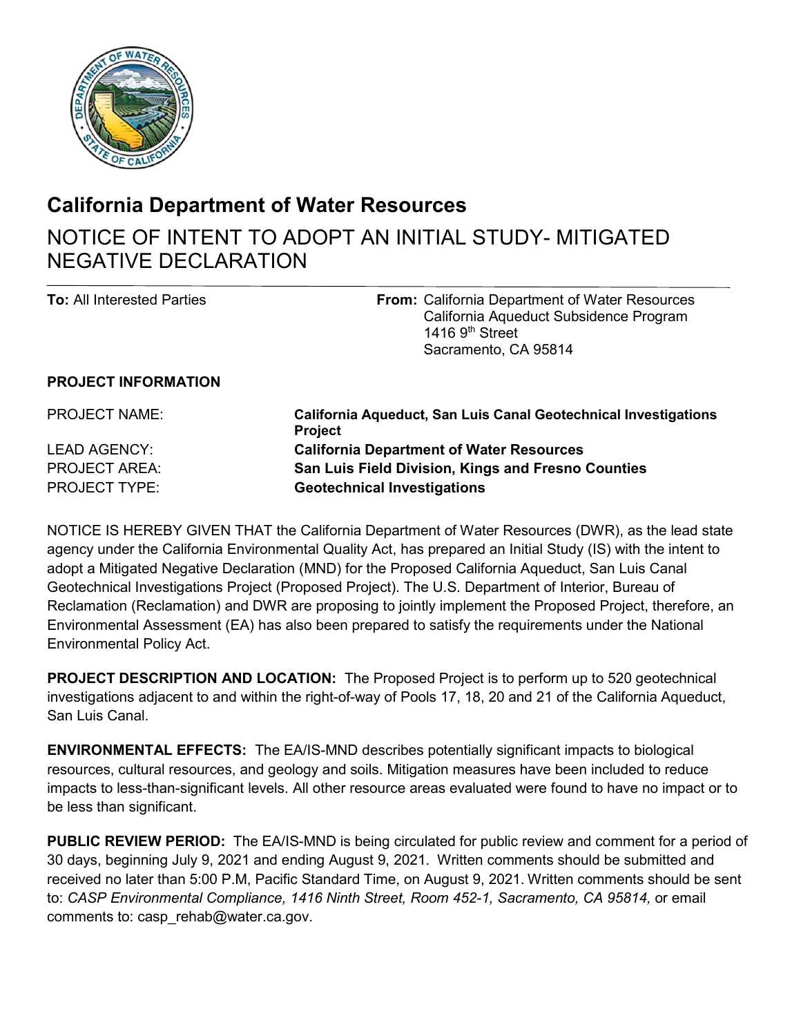# California Department of Water Resources

## NOTICE OF INTENT TO ADOPT AN INITIAL STUDY- MITIGATED NEGATIVE DECLARATION

**To:** All Interested Parties

**From:** California Department of Water Resources
California Aqueduct Subsidence Program
1416 9th Street
Sacramento, CA 95814

### PROJECT INFORMATION

| | |
|---|---|
| PROJECT NAME: | **California Aqueduct, San Luis Canal Geotechnical Investigations Project** |
| LEAD AGENCY: | **California Department of Water Resources** |
| PROJECT AREA: | **San Luis Field Division, Kings and Fresno Counties** |
| PROJECT TYPE: | **Geotechnical Investigations** |

NOTICE IS HEREBY GIVEN THAT the California Department of Water Resources (DWR), as the lead state agency under the California Environmental Quality Act, has prepared an Initial Study (IS) with the intent to adopt a Mitigated Negative Declaration (MND) for the Proposed California Aqueduct, San Luis Canal Geotechnical Investigations Project (Proposed Project). The U.S. Department of Interior, Bureau of Reclamation (Reclamation) and DWR are proposing to jointly implement the Proposed Project, therefore, an Environmental Assessment (EA) has also been prepared to satisfy the requirements under the National Environmental Policy Act.

**PROJECT DESCRIPTION AND LOCATION:** The Proposed Project is to perform up to 520 geotechnical investigations adjacent to and within the right-of-way of Pools 17, 18, 20 and 21 of the California Aqueduct, San Luis Canal.

**ENVIRONMENTAL EFFECTS:** The EA/IS-MND describes potentially significant impacts to biological resources, cultural resources, and geology and soils. Mitigation measures have been included to reduce impacts to less-than-significant levels. All other resource areas evaluated were found to have no impact or to be less than significant.

**PUBLIC REVIEW PERIOD:** The EA/IS-MND is being circulated for public review and comment for a period of 30 days, beginning July 9, 2021 and ending August 9, 2021. Written comments should be submitted and received no later than 5:00 P.M, Pacific Standard Time, on August 9, 2021. Written comments should be sent to: *CASP Environmental Compliance, 1416 Ninth Street, Room 452-1, Sacramento, CA 95814,* or email comments to: casp_rehab@water.ca.gov.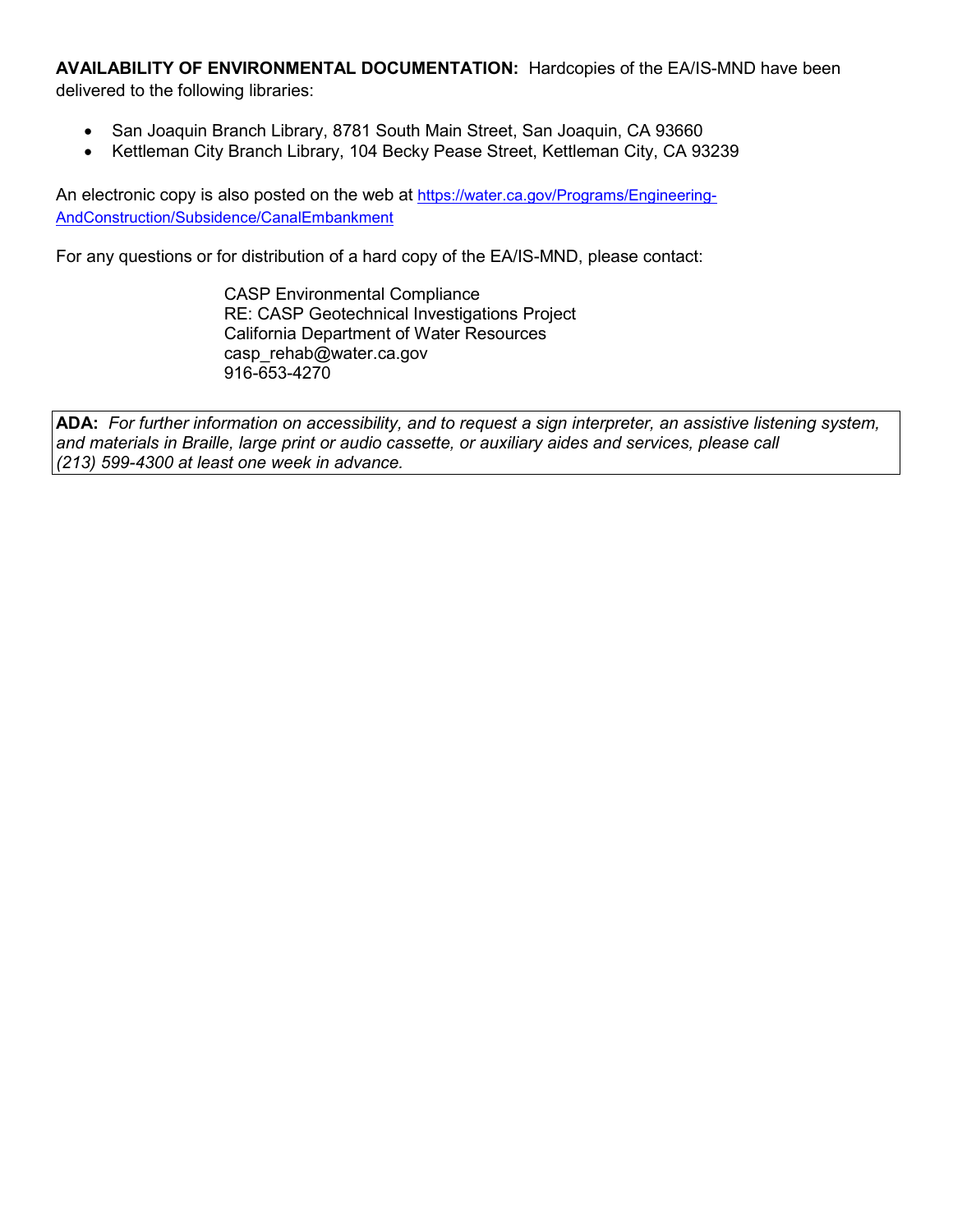**AVAILABILITY OF ENVIRONMENTAL DOCUMENTATION:** Hardcopies of the EA/IS-MND have been delivered to the following libraries:

- San Joaquin Branch Library, 8781 South Main Street, San Joaquin, CA 93660
- Kettleman City Branch Library, 104 Becky Pease Street, Kettleman City, CA 93239

An electronic copy is also posted on the web at https://water.ca.gov/Programs/Engineering-AndConstruction/Subsidence/CanalEmbankment

For any questions or for distribution of a hard copy of the EA/IS-MND, please contact:

CASP Environmental Compliance
RE: CASP Geotechnical Investigations Project
California Department of Water Resources
casp_rehab@water.ca.gov
916-653-4270

**ADA:** *For further information on accessibility, and to request a sign interpreter, an assistive listening system, and materials in Braille, large print or audio cassette, or auxiliary aides and services, please call (213) 599-4300 at least one week in advance.*